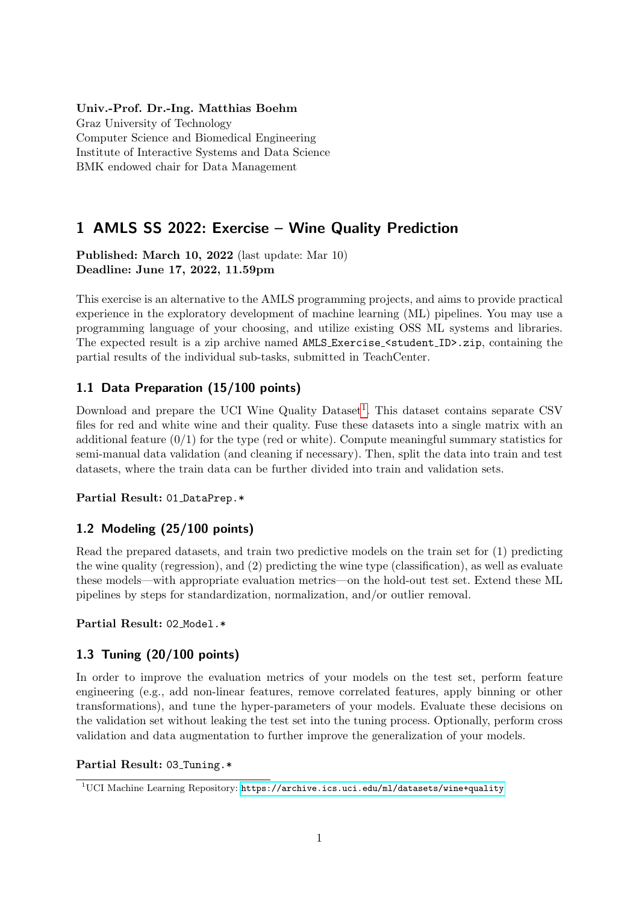**Univ.-Prof. Dr.-Ing. Matthias Boehm**
Graz University of Technology
Computer Science and Biomedical Engineering
Institute of Interactive Systems and Data Science
BMK endowed chair for Data Management

# 1 AMLS SS 2022: Exercise – Wine Quality Prediction

**Published: March 10, 2022** (last update: Mar 10)
**Deadline: June 17, 2022, 11.59pm**

This exercise is an alternative to the AMLS programming projects, and aims to provide practical experience in the exploratory development of machine learning (ML) pipelines. You may use a programming language of your choosing, and utilize existing OSS ML systems and libraries. The expected result is a zip archive named `AMLS_Exercise_<student_ID>.zip`, containing the partial results of the individual sub-tasks, submitted in TeachCenter.

## 1.1 Data Preparation (15/100 points)

Download and prepare the UCI Wine Quality Dataset[1]. This dataset contains separate CSV files for red and white wine and their quality. Fuse these datasets into a single matrix with an additional feature (0/1) for the type (red or white). Compute meaningful summary statistics for semi-manual data validation (and cleaning if necessary). Then, split the data into train and test datasets, where the train data can be further divided into train and validation sets.

**Partial Result:** `01_DataPrep.*`

## 1.2 Modeling (25/100 points)

Read the prepared datasets, and train two predictive models on the train set for (1) predicting the wine quality (regression), and (2) predicting the wine type (classification), as well as evaluate these models—with appropriate evaluation metrics—on the hold-out test set. Extend these ML pipelines by steps for standardization, normalization, and/or outlier removal.

**Partial Result:** `02_Model.*`

## 1.3 Tuning (20/100 points)

In order to improve the evaluation metrics of your models on the test set, perform feature engineering (e.g., add non-linear features, remove correlated features, apply binning or other transformations), and tune the hyper-parameters of your models. Evaluate these decisions on the validation set without leaking the test set into the tuning process. Optionally, perform cross validation and data augmentation to further improve the generalization of your models.

**Partial Result:** `03_Tuning.*`

[1] UCI Machine Learning Repository: https://archive.ics.uci.edu/ml/datasets/wine+quality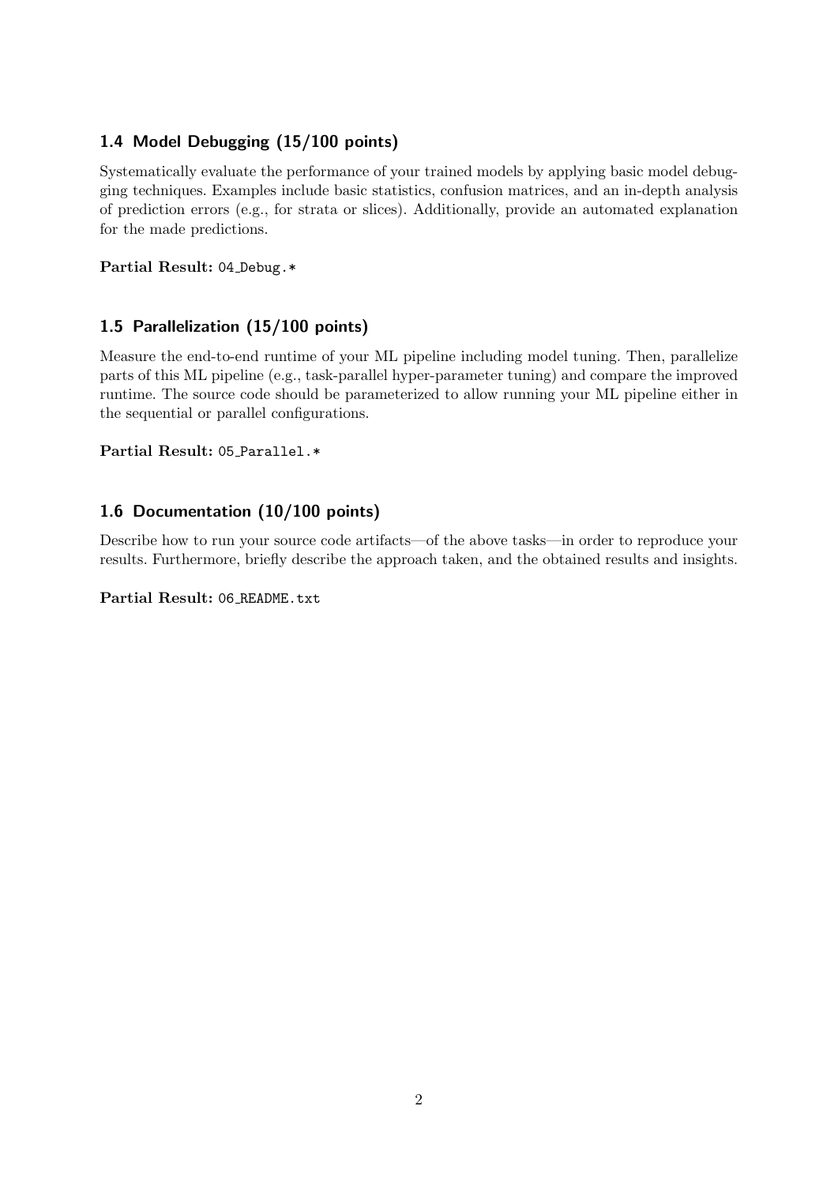### 1.4 Model Debugging (15/100 points)

Systematically evaluate the performance of your trained models by applying basic model debugging techniques. Examples include basic statistics, confusion matrices, and an in-depth analysis of prediction errors (e.g., for strata or slices). Additionally, provide an automated explanation for the made predictions.

**Partial Result:** `04_Debug.*`

### 1.5 Parallelization (15/100 points)

Measure the end-to-end runtime of your ML pipeline including model tuning. Then, parallelize parts of this ML pipeline (e.g., task-parallel hyper-parameter tuning) and compare the improved runtime. The source code should be parameterized to allow running your ML pipeline either in the sequential or parallel configurations.

**Partial Result:** `05_Parallel.*`

### 1.6 Documentation (10/100 points)

Describe how to run your source code artifacts—of the above tasks—in order to reproduce your results. Furthermore, briefly describe the approach taken, and the obtained results and insights.

**Partial Result:** `06_README.txt`